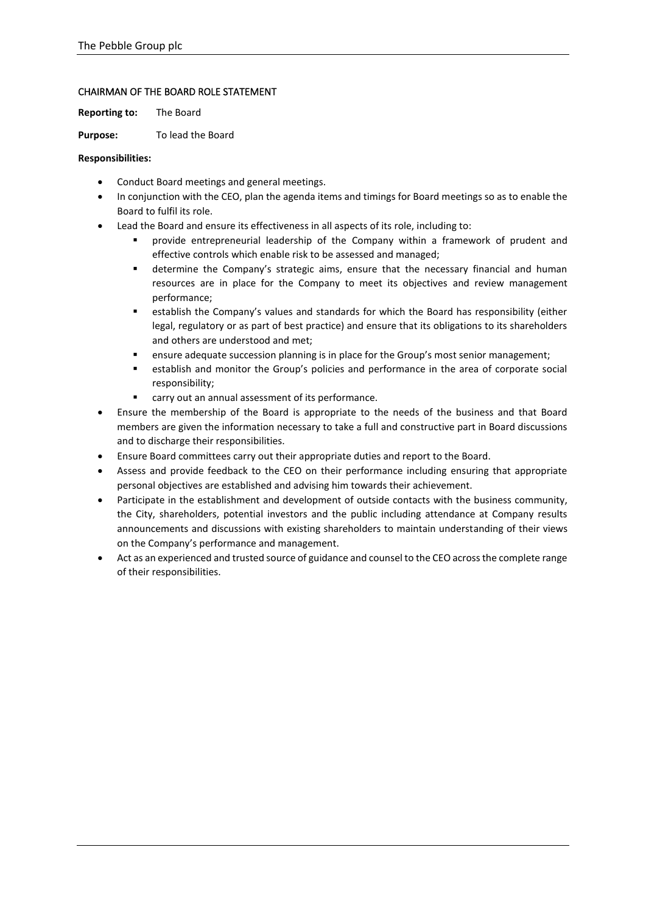## CHAIRMAN OF THE BOARD ROLE STATEMENT

**Reporting to:** The Board

**Purpose:** To lead the Board

**Responsibilities:**

- Conduct Board meetings and general meetings.
- In conjunction with the CEO, plan the agenda items and timings for Board meetings so as to enable the Board to fulfil its role.
- Lead the Board and ensure its effectiveness in all aspects of its role, including to:
  - provide entrepreneurial leadership of the Company within a framework of prudent and effective controls which enable risk to be assessed and managed;
  - determine the Company's strategic aims, ensure that the necessary financial and human resources are in place for the Company to meet its objectives and review management performance;
  - establish the Company's values and standards for which the Board has responsibility (either legal, regulatory or as part of best practice) and ensure that its obligations to its shareholders and others are understood and met;
  - ensure adequate succession planning is in place for the Group's most senior management;
  - establish and monitor the Group's policies and performance in the area of corporate social responsibility;
  - carry out an annual assessment of its performance.
- Ensure the membership of the Board is appropriate to the needs of the business and that Board members are given the information necessary to take a full and constructive part in Board discussions and to discharge their responsibilities.
- Ensure Board committees carry out their appropriate duties and report to the Board.
- Assess and provide feedback to the CEO on their performance including ensuring that appropriate personal objectives are established and advising him towards their achievement.
- Participate in the establishment and development of outside contacts with the business community, the City, shareholders, potential investors and the public including attendance at Company results announcements and discussions with existing shareholders to maintain understanding of their views on the Company's performance and management.
- Act as an experienced and trusted source of guidance and counsel to the CEO across the complete range of their responsibilities.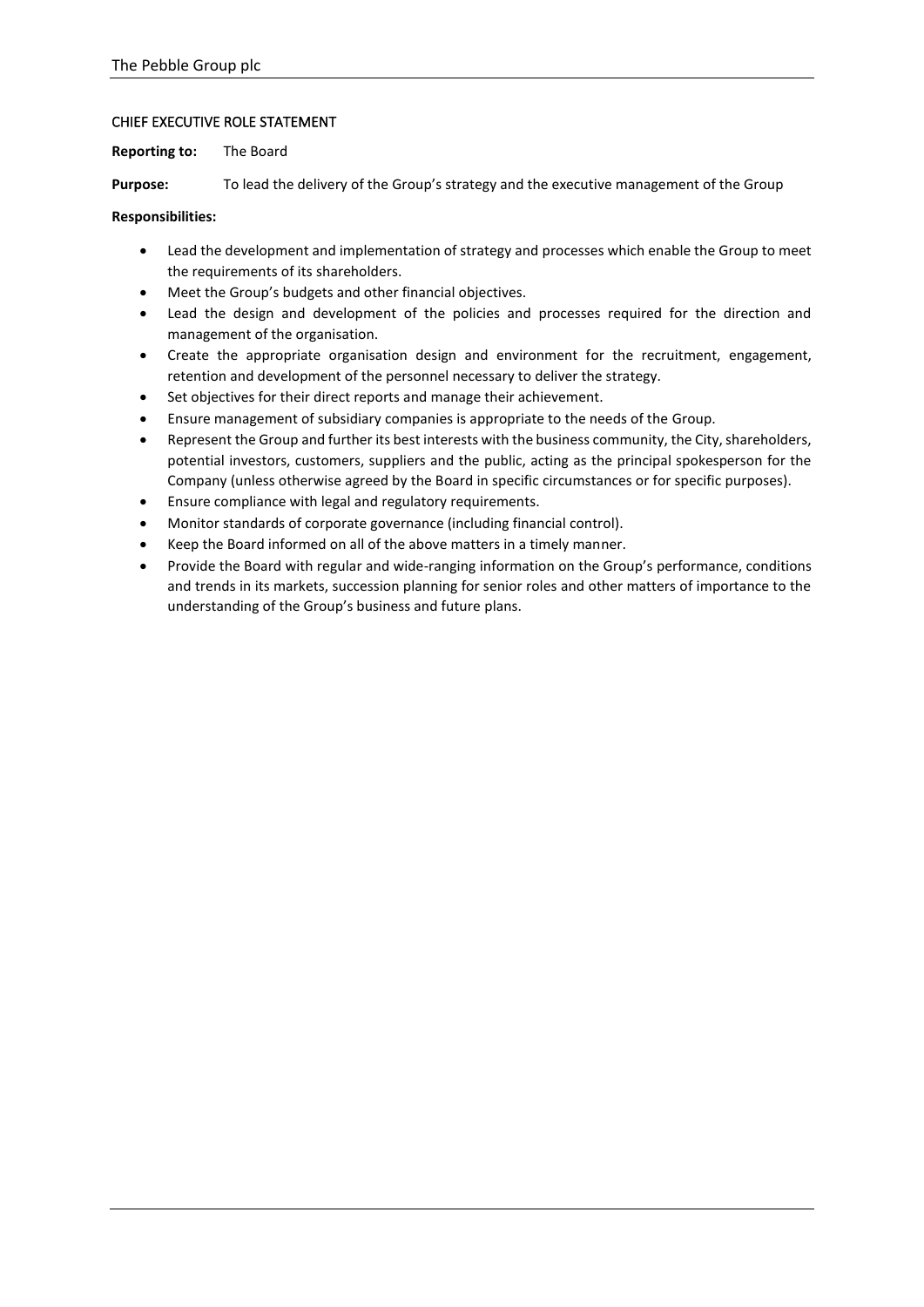## CHIEF EXECUTIVE ROLE STATEMENT

**Reporting to:** The Board

**Purpose:** To lead the delivery of the Group's strategy and the executive management of the Group

**Responsibilities:**

- Lead the development and implementation of strategy and processes which enable the Group to meet the requirements of its shareholders.
- Meet the Group's budgets and other financial objectives.
- Lead the design and development of the policies and processes required for the direction and management of the organisation.
- Create the appropriate organisation design and environment for the recruitment, engagement, retention and development of the personnel necessary to deliver the strategy.
- Set objectives for their direct reports and manage their achievement.
- Ensure management of subsidiary companies is appropriate to the needs of the Group.
- Represent the Group and further its best interests with the business community, the City, shareholders, potential investors, customers, suppliers and the public, acting as the principal spokesperson for the Company (unless otherwise agreed by the Board in specific circumstances or for specific purposes).
- Ensure compliance with legal and regulatory requirements.
- Monitor standards of corporate governance (including financial control).
- Keep the Board informed on all of the above matters in a timely manner.
- Provide the Board with regular and wide-ranging information on the Group's performance, conditions and trends in its markets, succession planning for senior roles and other matters of importance to the understanding of the Group's business and future plans.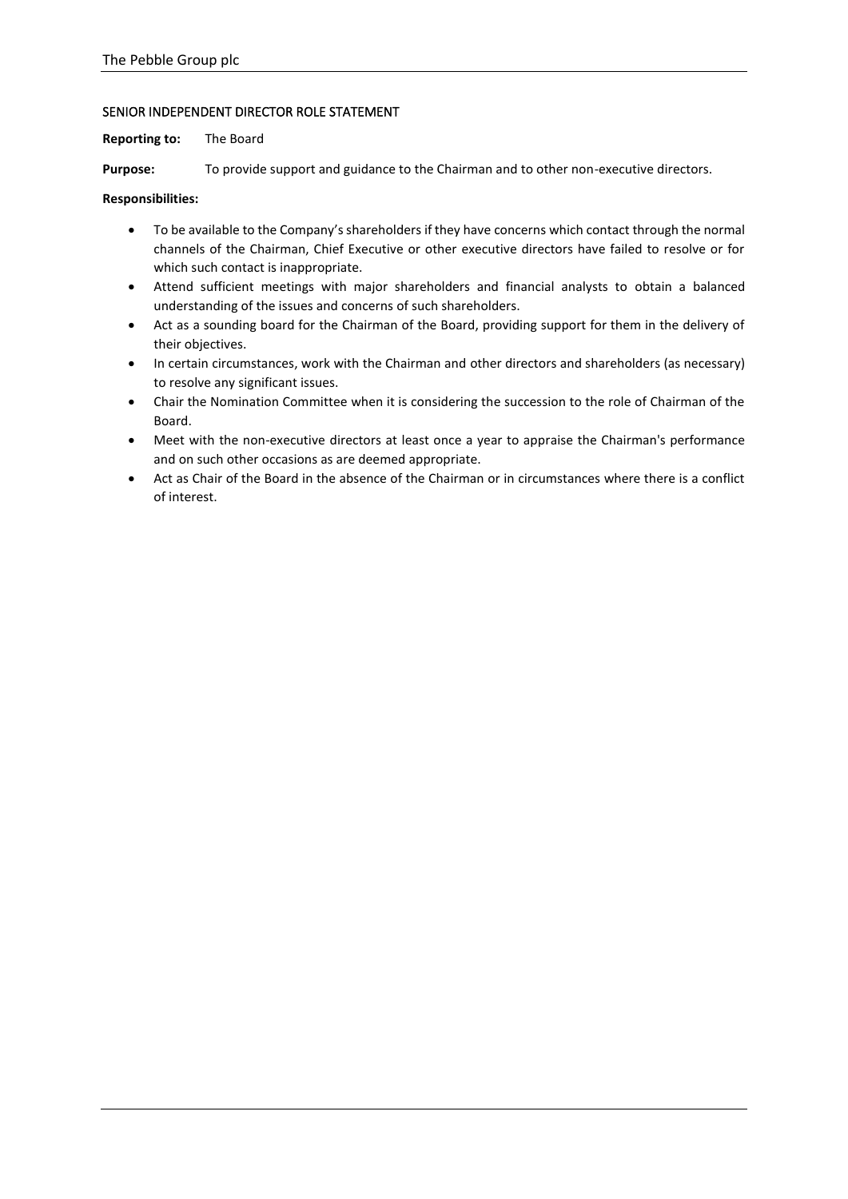## SENIOR INDEPENDENT DIRECTOR ROLE STATEMENT

**Reporting to:** The Board

**Purpose:** To provide support and guidance to the Chairman and to other non-executive directors.

**Responsibilities:**

- To be available to the Company's shareholders if they have concerns which contact through the normal channels of the Chairman, Chief Executive or other executive directors have failed to resolve or for which such contact is inappropriate.
- Attend sufficient meetings with major shareholders and financial analysts to obtain a balanced understanding of the issues and concerns of such shareholders.
- Act as a sounding board for the Chairman of the Board, providing support for them in the delivery of their objectives.
- In certain circumstances, work with the Chairman and other directors and shareholders (as necessary) to resolve any significant issues.
- Chair the Nomination Committee when it is considering the succession to the role of Chairman of the Board.
- Meet with the non-executive directors at least once a year to appraise the Chairman's performance and on such other occasions as are deemed appropriate.
- Act as Chair of the Board in the absence of the Chairman or in circumstances where there is a conflict of interest.